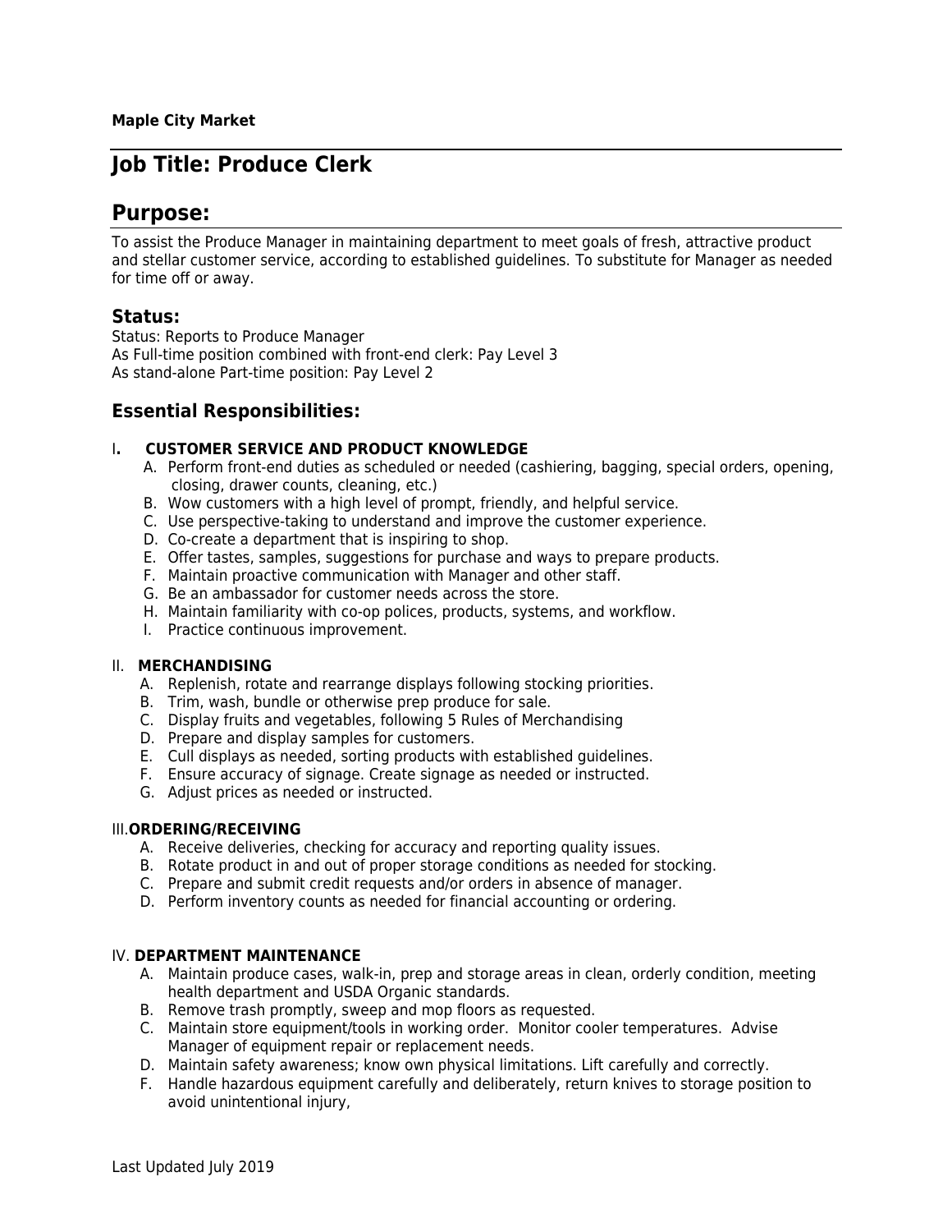**Maple City Market**

# Job Title: Produce Clerk

## Purpose:

To assist the Produce Manager in maintaining department to meet goals of fresh, attractive product and stellar customer service, according to established guidelines. To substitute for Manager as needed for time off or away.

### Status:

Status: Reports to Produce Manager
As Full-time position combined with front-end clerk: Pay Level 3
As stand-alone Part-time position: Pay Level 2

### Essential Responsibilities:

**I. CUSTOMER SERVICE AND PRODUCT KNOWLEDGE**

A. Perform front-end duties as scheduled or needed (cashiering, bagging, special orders, opening, closing, drawer counts, cleaning, etc.)
B. Wow customers with a high level of prompt, friendly, and helpful service.
C. Use perspective-taking to understand and improve the customer experience.
D. Co-create a department that is inspiring to shop.
E. Offer tastes, samples, suggestions for purchase and ways to prepare products.
F. Maintain proactive communication with Manager and other staff.
G. Be an ambassador for customer needs across the store.
H. Maintain familiarity with co-op polices, products, systems, and workflow.
I. Practice continuous improvement.

**II. MERCHANDISING**

A. Replenish, rotate and rearrange displays following stocking priorities.
B. Trim, wash, bundle or otherwise prep produce for sale.
C. Display fruits and vegetables, following 5 Rules of Merchandising
D. Prepare and display samples for customers.
E. Cull displays as needed, sorting products with established guidelines.
F. Ensure accuracy of signage. Create signage as needed or instructed.
G. Adjust prices as needed or instructed.

**III. ORDERING/RECEIVING**

A. Receive deliveries, checking for accuracy and reporting quality issues.
B. Rotate product in and out of proper storage conditions as needed for stocking.
C. Prepare and submit credit requests and/or orders in absence of manager.
D. Perform inventory counts as needed for financial accounting or ordering.

**IV. DEPARTMENT MAINTENANCE**

A. Maintain produce cases, walk-in, prep and storage areas in clean, orderly condition, meeting health department and USDA Organic standards.
B. Remove trash promptly, sweep and mop floors as requested.
C. Maintain store equipment/tools in working order. Monitor cooler temperatures. Advise Manager of equipment repair or replacement needs.
D. Maintain safety awareness; know own physical limitations. Lift carefully and correctly.
F. Handle hazardous equipment carefully and deliberately, return knives to storage position to avoid unintentional injury,

Last Updated July 2019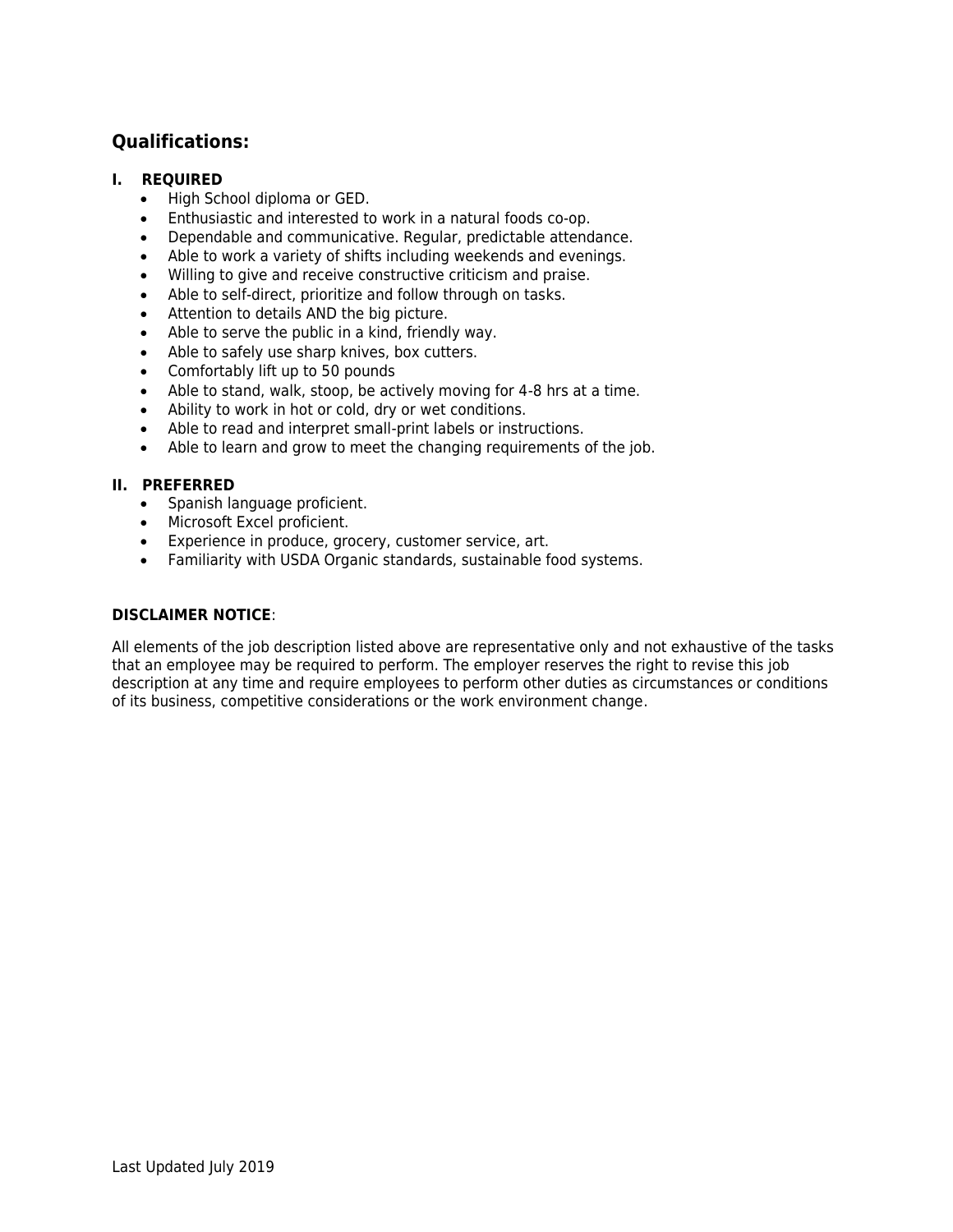## Qualifications:

### I. REQUIRED

- High School diploma or GED.
- Enthusiastic and interested to work in a natural foods co-op.
- Dependable and communicative. Regular, predictable attendance.
- Able to work a variety of shifts including weekends and evenings.
- Willing to give and receive constructive criticism and praise.
- Able to self-direct, prioritize and follow through on tasks.
- Attention to details AND the big picture.
- Able to serve the public in a kind, friendly way.
- Able to safely use sharp knives, box cutters.
- Comfortably lift up to 50 pounds
- Able to stand, walk, stoop, be actively moving for 4-8 hrs at a time.
- Ability to work in hot or cold, dry or wet conditions.
- Able to read and interpret small-print labels or instructions.
- Able to learn and grow to meet the changing requirements of the job.

### II. PREFERRED

- Spanish language proficient.
- Microsoft Excel proficient.
- Experience in produce, grocery, customer service, art.
- Familiarity with USDA Organic standards, sustainable food systems.

**DISCLAIMER NOTICE**:

All elements of the job description listed above are representative only and not exhaustive of the tasks that an employee may be required to perform. The employer reserves the right to revise this job description at any time and require employees to perform other duties as circumstances or conditions of its business, competitive considerations or the work environment change.

Last Updated July 2019